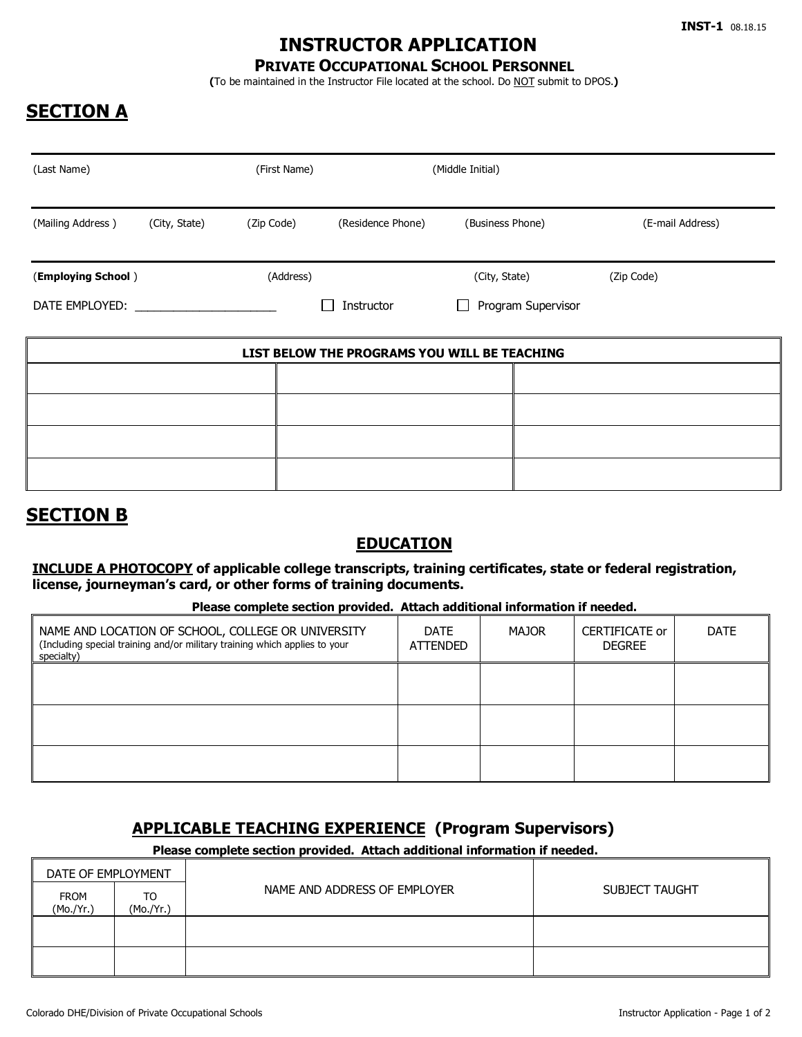INST-1 08.18.15

# INSTRUCTOR APPLICATION

## PRIVATE OCCUPATIONAL SCHOOL PERSONNEL

**(**To be maintained in the Instructor File located at the school. Do NOT submit to DPOS.**)**

# SECTION A

(Last Name) (First Name) (Middle Initial)

(Mailing Address ) (City, State) (Zip Code) (Residence Phone) (Business Phone) (E-mail Address)

(**Employing School** ) (Address) (City, State) (Zip Code)

DATE EMPLOYED: _____________________ ☐ Instructor ☐ Program Supervisor

| LIST BELOW THE PROGRAMS YOU WILL BE TEACHING | | |
|---|---|---|
| | | |
| | | |
| | | |
| | | |

# SECTION B

## EDUCATION

**INCLUDE A PHOTOCOPY of applicable college transcripts, training certificates, state or federal registration, license, journeyman's card, or other forms of training documents.**

**Please complete section provided. Attach additional information if needed.**

| NAME AND LOCATION OF SCHOOL, COLLEGE OR UNIVERSITY (Including special training and/or military training which applies to your specialty) | DATE ATTENDED | MAJOR | CERTIFICATE or DEGREE | DATE |
|---|---|---|---|---|
| | | | | |
| | | | | |
| | | | | |

## APPLICABLE TEACHING EXPERIENCE (Program Supervisors)

**Please complete section provided. Attach additional information if needed.**

| DATE OF EMPLOYMENT | | NAME AND ADDRESS OF EMPLOYER | SUBJECT TAUGHT |
|---|---|---|---|
| FROM (Mo./Yr.) | TO (Mo./Yr.) | | |
| | | | |
| | | | |

Colorado DHE/Division of Private Occupational Schools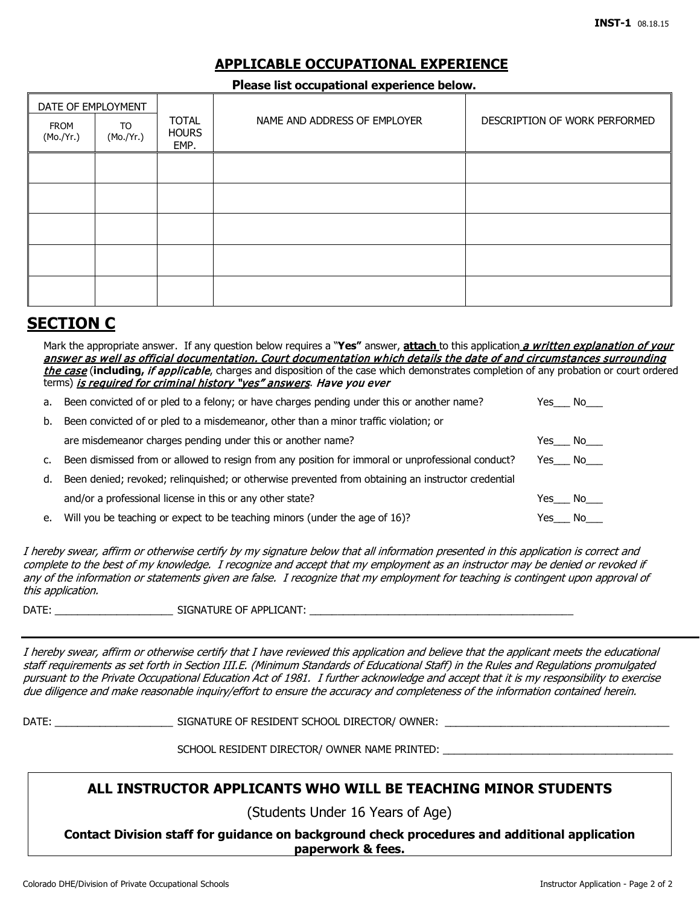## APPLICABLE OCCUPATIONAL EXPERIENCE

**Please list occupational experience below.**

| DATE OF EMPLOYMENT | | TOTAL HOURS EMP. | NAME AND ADDRESS OF EMPLOYER | DESCRIPTION OF WORK PERFORMED |
|---|---|---|---|---|
| FROM (Mo./Yr.) | TO (Mo./Yr.) | | | |
| | | | | |
| | | | | |
| | | | | |
| | | | | |
| | | | | |

# SECTION C

Mark the appropriate answer. If any question below requires a "**Yes**" answer, **attach** to this application ***a written explanation of your answer as well as official documentation. Court documentation which details the date of and circumstances surrounding the case*** (**including,** ***if applicable***, charges and disposition of the case which demonstrates completion of any probation or court ordered terms) ***is required for criminal history "yes" answers***. ***Have you ever***

a. Been convicted of or pled to a felony; or have charges pending under this or another name? Yes___ No___

b. Been convicted of or pled to a misdemeanor, other than a minor traffic violation; or are misdemeanor charges pending under this or another name? Yes___ No___

c. Been dismissed from or allowed to resign from any position for immoral or unprofessional conduct? Yes___ No___

d. Been denied; revoked; relinquished; or otherwise prevented from obtaining an instructor credential and/or a professional license in this or any other state? Yes___ No___

e. Will you be teaching or expect to be teaching minors (under the age of 16)? Yes___ No___

*I hereby swear, affirm or otherwise certify by my signature below that all information presented in this application is correct and complete to the best of my knowledge. I recognize and accept that my employment as an instructor may be denied or revoked if any of the information or statements given are false. I recognize that my employment for teaching is contingent upon approval of this application.*

DATE: ____________________ SIGNATURE OF APPLICANT: ______________________________________________

---

*I hereby swear, affirm or otherwise certify that I have reviewed this application and believe that the applicant meets the educational staff requirements as set forth in Section III.E. (Minimum Standards of Educational Staff) in the Rules and Regulations promulgated pursuant to the Private Occupational Education Act of 1981. I further acknowledge and accept that it is my responsibility to exercise due diligence and make reasonable inquiry/effort to ensure the accuracy and completeness of the information contained herein.*

DATE: ____________________ SIGNATURE OF RESIDENT SCHOOL DIRECTOR/ OWNER: ______________________________________

SCHOOL RESIDENT DIRECTOR/ OWNER NAME PRINTED: ________________________________________

**ALL INSTRUCTOR APPLICANTS WHO WILL BE TEACHING MINOR STUDENTS**

(Students Under 16 Years of Age)

**Contact Division staff for guidance on background check procedures and additional application paperwork & fees.**